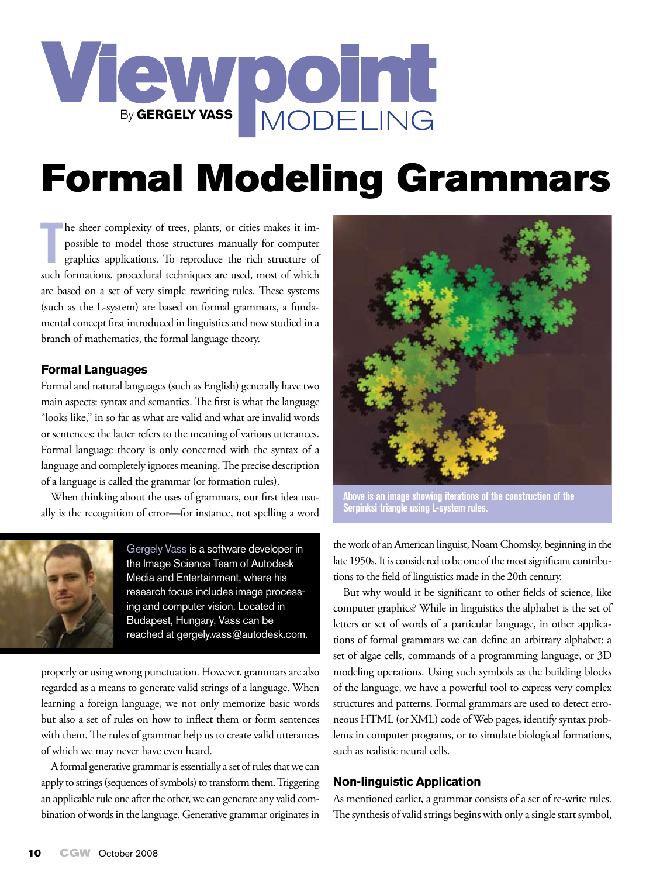# Viewpoint

By **GERGELY VASS**

MODELING

# Formal Modeling Grammars

The sheer complexity of trees, plants, or cities makes it impossible to model those structures manually for computer graphics applications. To reproduce the rich structure of such formations, procedural techniques are used, most of which are based on a set of very simple rewriting rules. These systems (such as the L-system) are based on formal grammars, a fundamental concept first introduced in linguistics and now studied in a branch of mathematics, the formal language theory.

## Formal Languages

Formal and natural languages (such as English) generally have two main aspects: syntax and semantics. The first is what the language "looks like," in so far as what are valid and what are invalid words or sentences; the latter refers to the meaning of various utterances. Formal language theory is only concerned with the syntax of a language and completely ignores meaning. The precise description of a language is called the grammar (or formation rules).

When thinking about the uses of grammars, our first idea usually is the recognition of error—for instance, not spelling a word properly or using wrong punctuation. However, grammars are also regarded as a means to generate valid strings of a language. When learning a foreign language, we not only memorize basic words but also a set of rules on how to inflect them or form sentences with them. The rules of grammar help us to create valid utterances of which we may never have even heard.

A formal generative grammar is essentially a set of rules that we can apply to strings (sequences of symbols) to transform them. Triggering an applicable rule one after the other, we can generate any valid combination of words in the language. Generative grammar originates in the work of an American linguist, Noam Chomsky, beginning in the late 1950s. It is considered to be one of the most significant contributions to the field of linguistics made in the 20th century.

But why would it be significant to other fields of science, like computer graphics? While in linguistics the alphabet is the set of letters or set of words of a particular language, in other applications of formal grammars we can define an arbitrary alphabet: a set of algae cells, commands of a programming language, or 3D modeling operations. Using such symbols as the building blocks of the language, we have a powerful tool to express very complex structures and patterns. Formal grammars are used to detect erroneous HTML (or XML) code of Web pages, identify syntax problems in computer programs, or to simulate biological formations, such as realistic neural cells.

Above is an image showing iterations of the construction of the Serpinksi triangle using L-system rules.

Gergely Vass is a software developer in the Image Science Team of Autodesk Media and Entertainment, where his research focus includes image processing and computer vision. Located in Budapest, Hungary, Vass can be reached at gergely.vass@autodesk.com.

## Non-linguistic Application

As mentioned earlier, a grammar consists of a set of re-write rules. The synthesis of valid strings begins with only a single start symbol,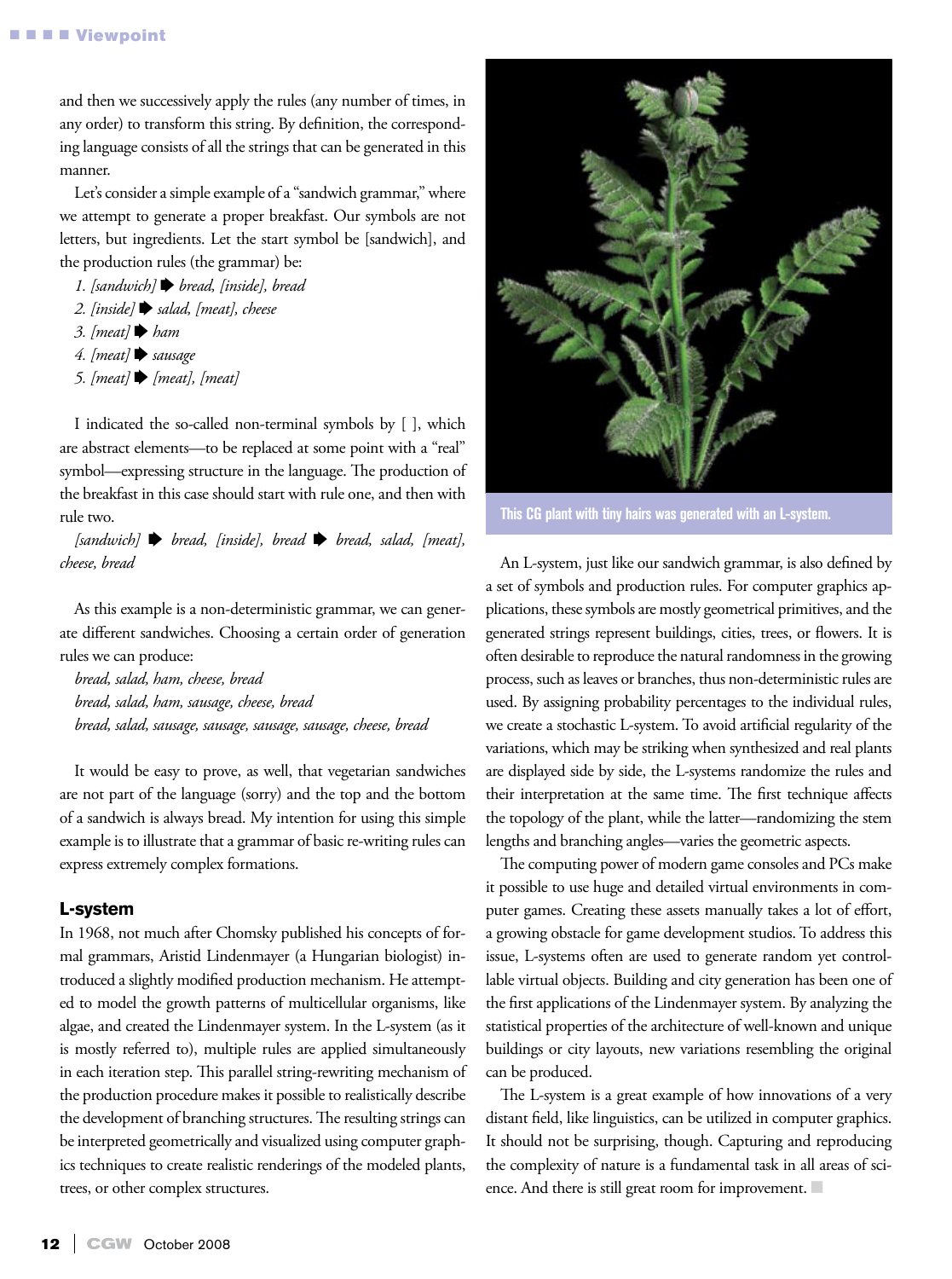and then we successively apply the rules (any number of times, in any order) to transform this string. By definition, the corresponding language consists of all the strings that can be generated in this manner.

Let's consider a simple example of a "sandwich grammar," where we attempt to generate a proper breakfast. Our symbols are not letters, but ingredients. Let the start symbol be [sandwich], and the production rules (the grammar) be:

1. *[sandwich] ➧ bread, [inside], bread*
2. *[inside] ➧ salad, [meat], cheese*
3. *[meat] ➧ ham*
4. *[meat] ➧ sausage*
5. *[meat] ➧ [meat], [meat]*

I indicated the so-called non-terminal symbols by [ ], which are abstract elements—to be replaced at some point with a "real" symbol—expressing structure in the language. The production of the breakfast in this case should start with rule one, and then with rule two.

*[sandwich] ➧ bread, [inside], bread ➧ bread, salad, [meat], cheese, bread*

As this example is a non-deterministic grammar, we can generate different sandwiches. Choosing a certain order of generation rules we can produce:

*bread, salad, ham, cheese, bread*
*bread, salad, ham, sausage, cheese, bread*
*bread, salad, sausage, sausage, sausage, sausage, cheese, bread*

It would be easy to prove, as well, that vegetarian sandwiches are not part of the language (sorry) and the top and the bottom of a sandwich is always bread. My intention for using this simple example is to illustrate that a grammar of basic re-writing rules can express extremely complex formations.

## L-system

In 1968, not much after Chomsky published his concepts of formal grammars, Aristid Lindenmayer (a Hungarian biologist) introduced a slightly modified production mechanism. He attempted to model the growth patterns of multicellular organisms, like algae, and created the Lindenmayer system. In the L-system (as it is mostly referred to), multiple rules are applied simultaneously in each iteration step. This parallel string-rewriting mechanism of the production procedure makes it possible to realistically describe the development of branching structures. The resulting strings can be interpreted geometrically and visualized using computer graphics techniques to create realistic renderings of the modeled plants, trees, or other complex structures.

This CG plant with tiny hairs was generated with an L-system.

An L-system, just like our sandwich grammar, is also defined by a set of symbols and production rules. For computer graphics applications, these symbols are mostly geometrical primitives, and the generated strings represent buildings, cities, trees, or flowers. It is often desirable to reproduce the natural randomness in the growing process, such as leaves or branches, thus non-deterministic rules are used. By assigning probability percentages to the individual rules, we create a stochastic L-system. To avoid artificial regularity of the variations, which may be striking when synthesized and real plants are displayed side by side, the L-systems randomize the rules and their interpretation at the same time. The first technique affects the topology of the plant, while the latter—randomizing the stem lengths and branching angles—varies the geometric aspects.

The computing power of modern game consoles and PCs make it possible to use huge and detailed virtual environments in computer games. Creating these assets manually takes a lot of effort, a growing obstacle for game development studios. To address this issue, L-systems often are used to generate random yet controllable virtual objects. Building and city generation has been one of the first applications of the Lindenmayer system. By analyzing the statistical properties of the architecture of well-known and unique buildings or city layouts, new variations resembling the original can be produced.

The L-system is a great example of how innovations of a very distant field, like linguistics, can be utilized in computer graphics. It should not be surprising, though. Capturing and reproducing the complexity of nature is a fundamental task in all areas of science. And there is still great room for improvement.